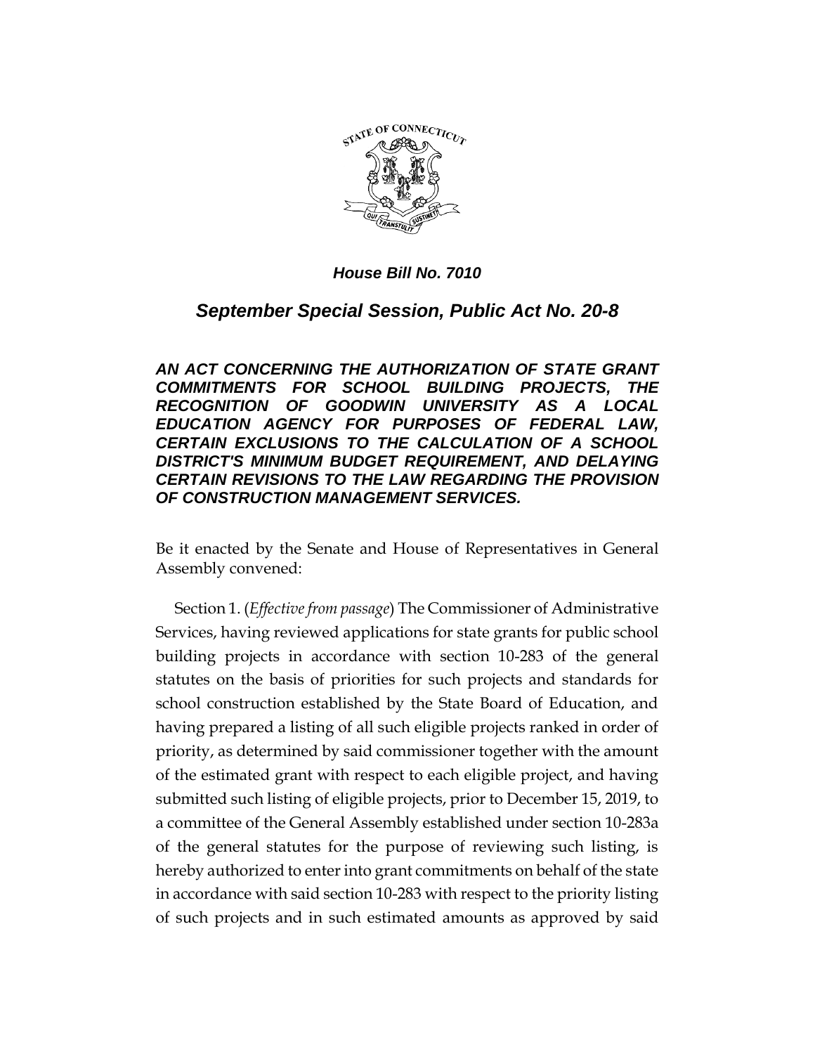***House Bill No. 7010***

## ***September Special Session, Public Act No. 20-8***

***AN ACT CONCERNING THE AUTHORIZATION OF STATE GRANT COMMITMENTS FOR SCHOOL BUILDING PROJECTS, THE RECOGNITION OF GOODWIN UNIVERSITY AS A LOCAL EDUCATION AGENCY FOR PURPOSES OF FEDERAL LAW, CERTAIN EXCLUSIONS TO THE CALCULATION OF A SCHOOL DISTRICT'S MINIMUM BUDGET REQUIREMENT, AND DELAYING CERTAIN REVISIONS TO THE LAW REGARDING THE PROVISION OF CONSTRUCTION MANAGEMENT SERVICES.***

Be it enacted by the Senate and House of Representatives in General Assembly convened:

Section 1. (*Effective from passage*) The Commissioner of Administrative Services, having reviewed applications for state grants for public school building projects in accordance with section 10-283 of the general statutes on the basis of priorities for such projects and standards for school construction established by the State Board of Education, and having prepared a listing of all such eligible projects ranked in order of priority, as determined by said commissioner together with the amount of the estimated grant with respect to each eligible project, and having submitted such listing of eligible projects, prior to December 15, 2019, to a committee of the General Assembly established under section 10-283a of the general statutes for the purpose of reviewing such listing, is hereby authorized to enter into grant commitments on behalf of the state in accordance with said section 10-283 with respect to the priority listing of such projects and in such estimated amounts as approved by said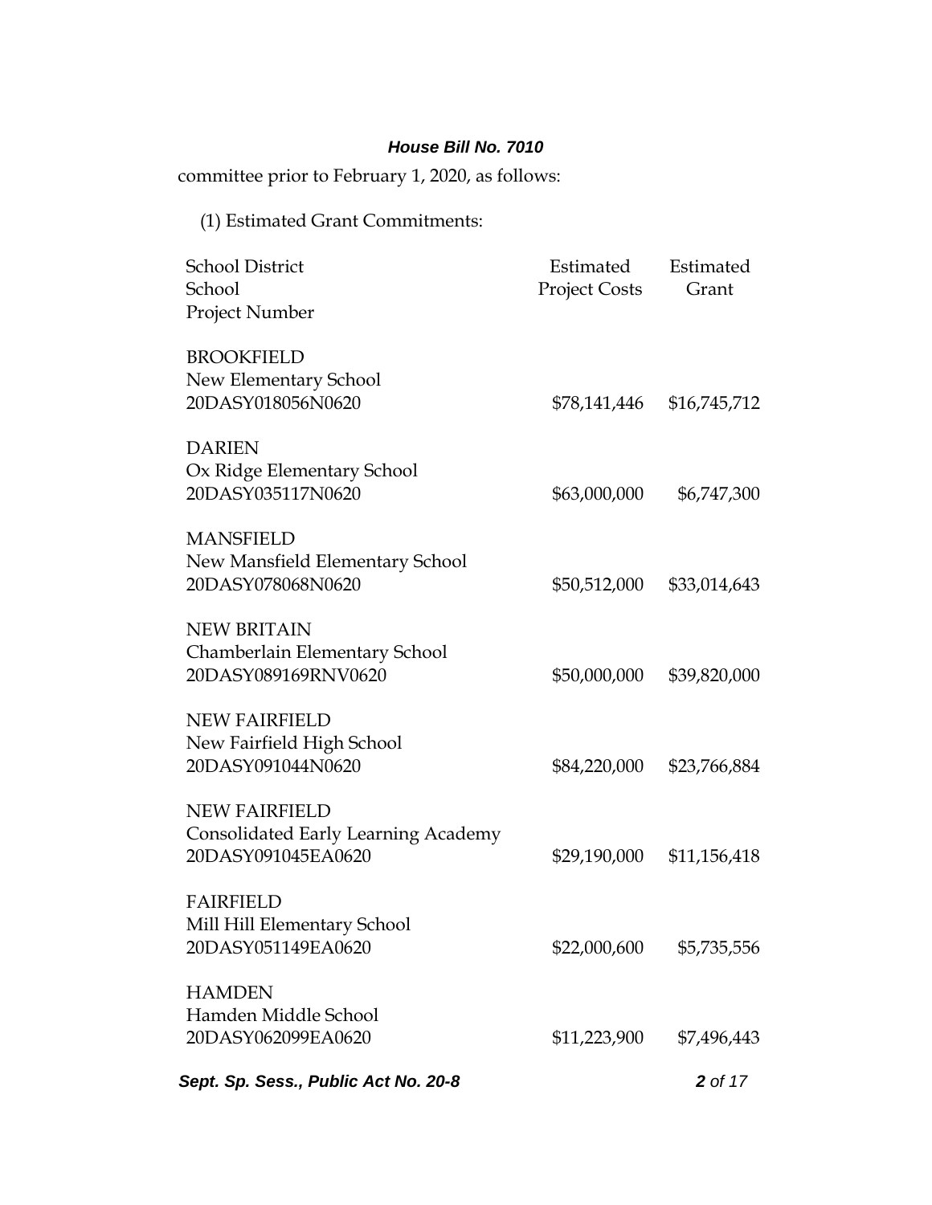committee prior to February 1, 2020, as follows:

(1) Estimated Grant Commitments:

| School District<br>School<br>Project Number | Estimated Project Costs | Estimated Grant |
|---|---|---|
| BROOKFIELD<br>New Elementary School<br>20DASY018056N0620 | $78,141,446 | $16,745,712 |
| DARIEN<br>Ox Ridge Elementary School<br>20DASY035117N0620 | $63,000,000 | $6,747,300 |
| MANSFIELD<br>New Mansfield Elementary School<br>20DASY078068N0620 | $50,512,000 | $33,014,643 |
| NEW BRITAIN<br>Chamberlain Elementary School<br>20DASY089169RNV0620 | $50,000,000 | $39,820,000 |
| NEW FAIRFIELD<br>New Fairfield High School<br>20DASY091044N0620 | $84,220,000 | $23,766,884 |
| NEW FAIRFIELD<br>Consolidated Early Learning Academy<br>20DASY091045EA0620 | $29,190,000 | $11,156,418 |
| FAIRFIELD<br>Mill Hill Elementary School<br>20DASY051149EA0620 | $22,000,600 | $5,735,556 |
| HAMDEN<br>Hamden Middle School<br>20DASY062099EA0620 | $11,223,900 | $7,496,443 |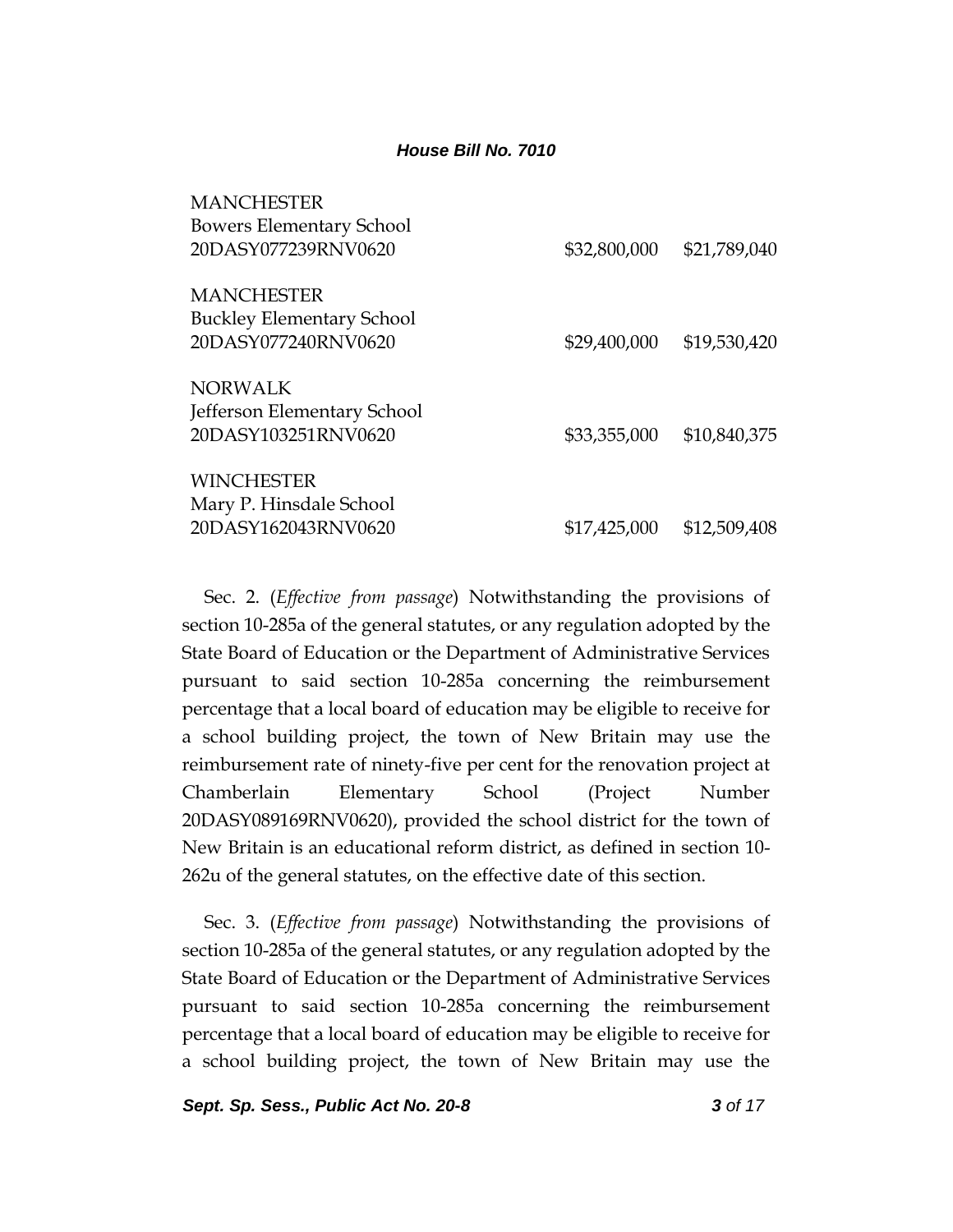| | | |
|---|---|---|
| MANCHESTER<br>Bowers Elementary School<br>20DASY077239RNV0620 | $32,800,000 | $21,789,040 |
| MANCHESTER<br>Buckley Elementary School<br>20DASY077240RNV0620 | $29,400,000 | $19,530,420 |
| NORWALK<br>Jefferson Elementary School<br>20DASY103251RNV0620 | $33,355,000 | $10,840,375 |
| WINCHESTER<br>Mary P. Hinsdale School<br>20DASY162043RNV0620 | $17,425,000 | $12,509,408 |

Sec. 2. (*Effective from passage*) Notwithstanding the provisions of section 10-285a of the general statutes, or any regulation adopted by the State Board of Education or the Department of Administrative Services pursuant to said section 10-285a concerning the reimbursement percentage that a local board of education may be eligible to receive for a school building project, the town of New Britain may use the reimbursement rate of ninety-five per cent for the renovation project at Chamberlain Elementary School (Project Number 20DASY089169RNV0620), provided the school district for the town of New Britain is an educational reform district, as defined in section 10-262u of the general statutes, on the effective date of this section.

Sec. 3. (*Effective from passage*) Notwithstanding the provisions of section 10-285a of the general statutes, or any regulation adopted by the State Board of Education or the Department of Administrative Services pursuant to said section 10-285a concerning the reimbursement percentage that a local board of education may be eligible to receive for a school building project, the town of New Britain may use the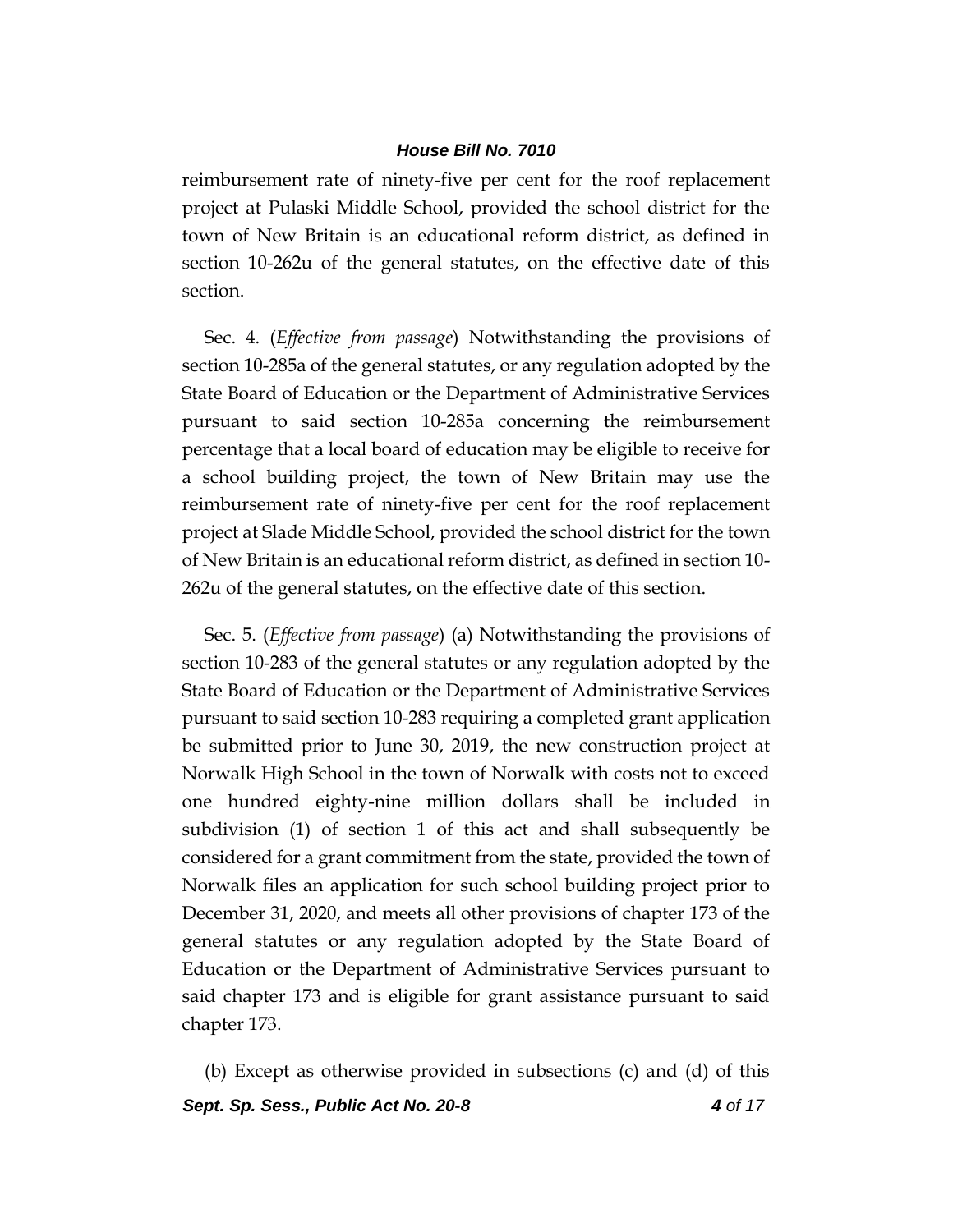reimbursement rate of ninety-five per cent for the roof replacement project at Pulaski Middle School, provided the school district for the town of New Britain is an educational reform district, as defined in section 10-262u of the general statutes, on the effective date of this section.

Sec. 4. (*Effective from passage*) Notwithstanding the provisions of section 10-285a of the general statutes, or any regulation adopted by the State Board of Education or the Department of Administrative Services pursuant to said section 10-285a concerning the reimbursement percentage that a local board of education may be eligible to receive for a school building project, the town of New Britain may use the reimbursement rate of ninety-five per cent for the roof replacement project at Slade Middle School, provided the school district for the town of New Britain is an educational reform district, as defined in section 10-262u of the general statutes, on the effective date of this section.

Sec. 5. (*Effective from passage*) (a) Notwithstanding the provisions of section 10-283 of the general statutes or any regulation adopted by the State Board of Education or the Department of Administrative Services pursuant to said section 10-283 requiring a completed grant application be submitted prior to June 30, 2019, the new construction project at Norwalk High School in the town of Norwalk with costs not to exceed one hundred eighty-nine million dollars shall be included in subdivision (1) of section 1 of this act and shall subsequently be considered for a grant commitment from the state, provided the town of Norwalk files an application for such school building project prior to December 31, 2020, and meets all other provisions of chapter 173 of the general statutes or any regulation adopted by the State Board of Education or the Department of Administrative Services pursuant to said chapter 173 and is eligible for grant assistance pursuant to said chapter 173.

(b) Except as otherwise provided in subsections (c) and (d) of this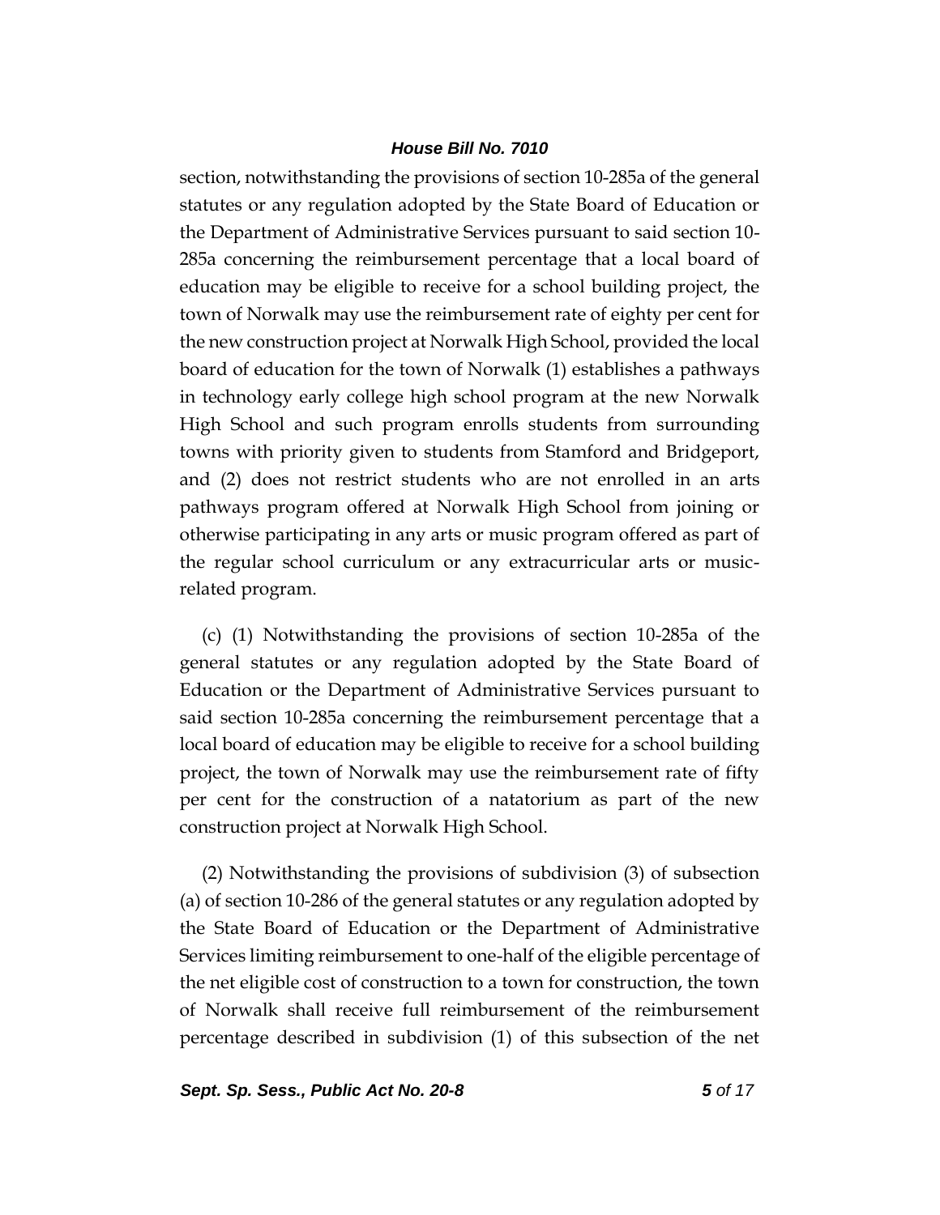section, notwithstanding the provisions of section 10-285a of the general statutes or any regulation adopted by the State Board of Education or the Department of Administrative Services pursuant to said section 10-285a concerning the reimbursement percentage that a local board of education may be eligible to receive for a school building project, the town of Norwalk may use the reimbursement rate of eighty per cent for the new construction project at Norwalk High School, provided the local board of education for the town of Norwalk (1) establishes a pathways in technology early college high school program at the new Norwalk High School and such program enrolls students from surrounding towns with priority given to students from Stamford and Bridgeport, and (2) does not restrict students who are not enrolled in an arts pathways program offered at Norwalk High School from joining or otherwise participating in any arts or music program offered as part of the regular school curriculum or any extracurricular arts or music-related program.

(c) (1) Notwithstanding the provisions of section 10-285a of the general statutes or any regulation adopted by the State Board of Education or the Department of Administrative Services pursuant to said section 10-285a concerning the reimbursement percentage that a local board of education may be eligible to receive for a school building project, the town of Norwalk may use the reimbursement rate of fifty per cent for the construction of a natatorium as part of the new construction project at Norwalk High School.

(2) Notwithstanding the provisions of subdivision (3) of subsection (a) of section 10-286 of the general statutes or any regulation adopted by the State Board of Education or the Department of Administrative Services limiting reimbursement to one-half of the eligible percentage of the net eligible cost of construction to a town for construction, the town of Norwalk shall receive full reimbursement of the reimbursement percentage described in subdivision (1) of this subsection of the net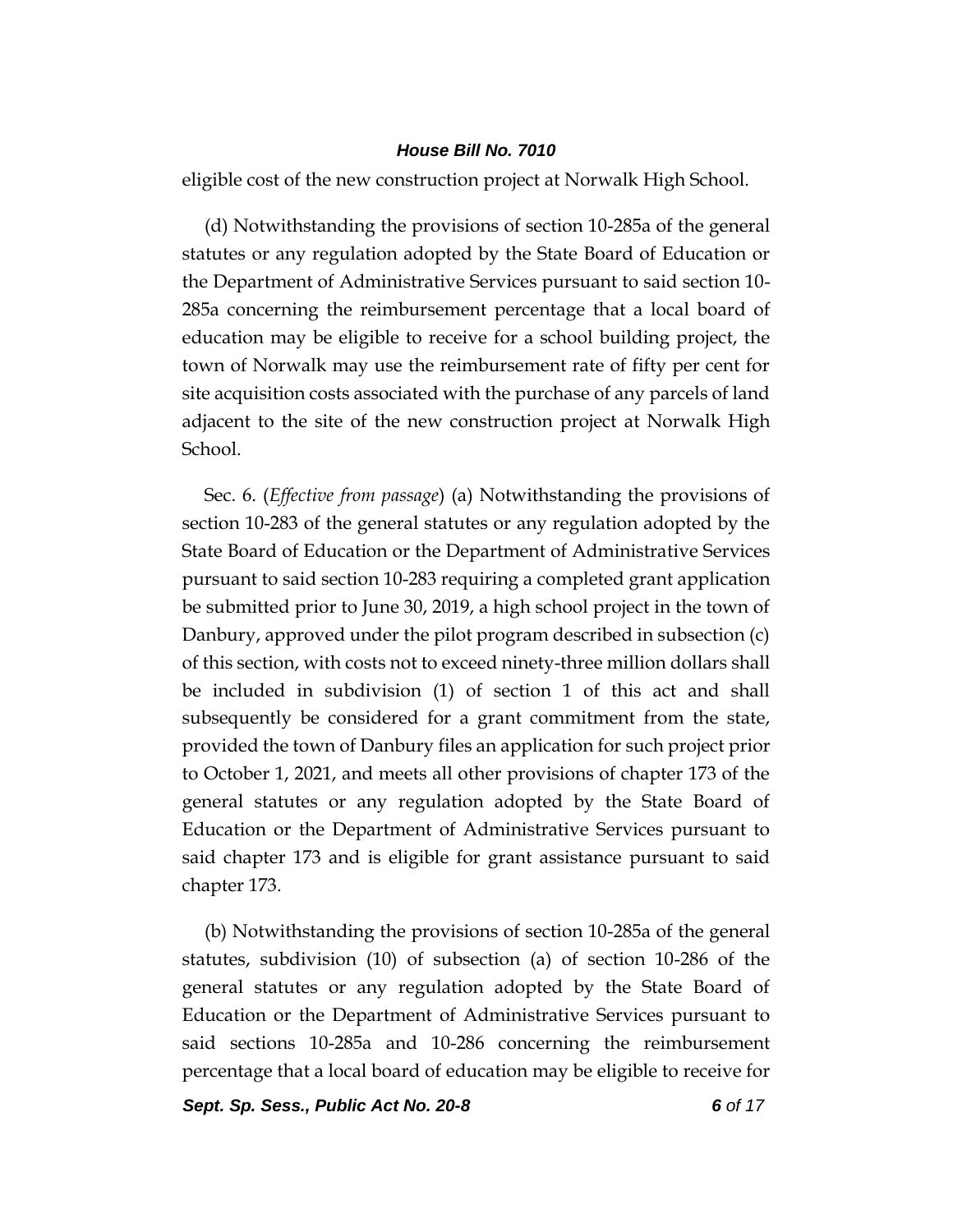eligible cost of the new construction project at Norwalk High School.

(d) Notwithstanding the provisions of section 10-285a of the general statutes or any regulation adopted by the State Board of Education or the Department of Administrative Services pursuant to said section 10-285a concerning the reimbursement percentage that a local board of education may be eligible to receive for a school building project, the town of Norwalk may use the reimbursement rate of fifty per cent for site acquisition costs associated with the purchase of any parcels of land adjacent to the site of the new construction project at Norwalk High School.

Sec. 6. (*Effective from passage*) (a) Notwithstanding the provisions of section 10-283 of the general statutes or any regulation adopted by the State Board of Education or the Department of Administrative Services pursuant to said section 10-283 requiring a completed grant application be submitted prior to June 30, 2019, a high school project in the town of Danbury, approved under the pilot program described in subsection (c) of this section, with costs not to exceed ninety-three million dollars shall be included in subdivision (1) of section 1 of this act and shall subsequently be considered for a grant commitment from the state, provided the town of Danbury files an application for such project prior to October 1, 2021, and meets all other provisions of chapter 173 of the general statutes or any regulation adopted by the State Board of Education or the Department of Administrative Services pursuant to said chapter 173 and is eligible for grant assistance pursuant to said chapter 173.

(b) Notwithstanding the provisions of section 10-285a of the general statutes, subdivision (10) of subsection (a) of section 10-286 of the general statutes or any regulation adopted by the State Board of Education or the Department of Administrative Services pursuant to said sections 10-285a and 10-286 concerning the reimbursement percentage that a local board of education may be eligible to receive for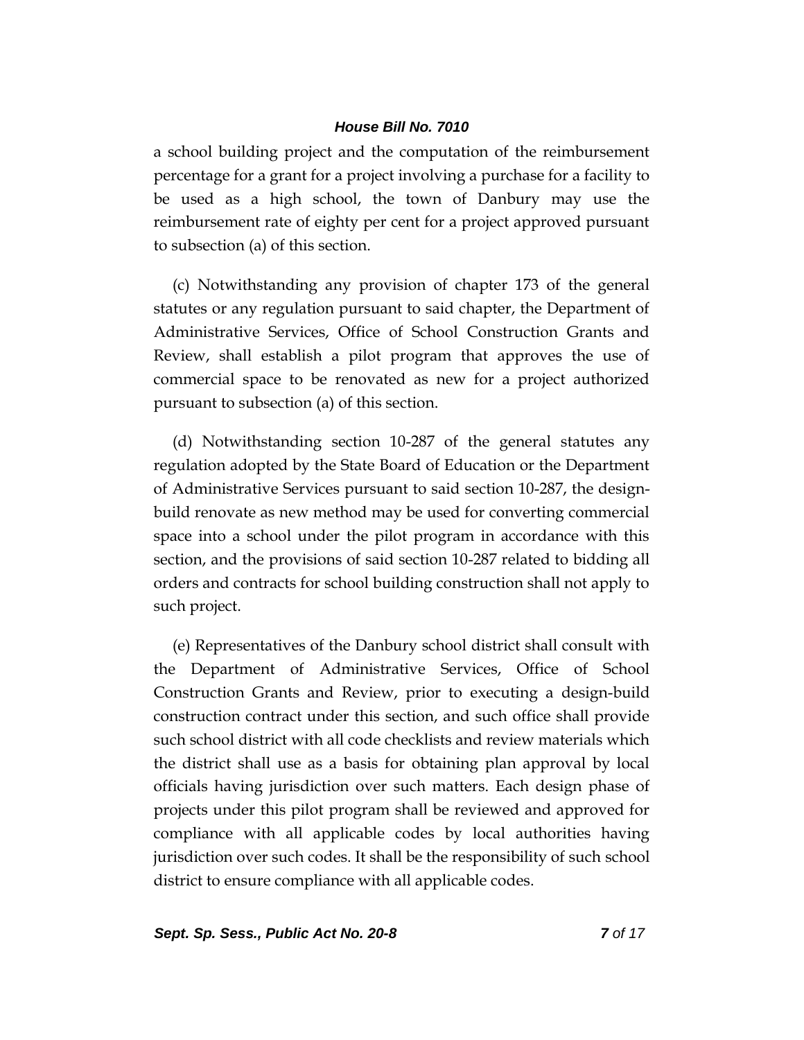a school building project and the computation of the reimbursement percentage for a grant for a project involving a purchase for a facility to be used as a high school, the town of Danbury may use the reimbursement rate of eighty per cent for a project approved pursuant to subsection (a) of this section.

(c) Notwithstanding any provision of chapter 173 of the general statutes or any regulation pursuant to said chapter, the Department of Administrative Services, Office of School Construction Grants and Review, shall establish a pilot program that approves the use of commercial space to be renovated as new for a project authorized pursuant to subsection (a) of this section.

(d) Notwithstanding section 10-287 of the general statutes any regulation adopted by the State Board of Education or the Department of Administrative Services pursuant to said section 10-287, the design-build renovate as new method may be used for converting commercial space into a school under the pilot program in accordance with this section, and the provisions of said section 10-287 related to bidding all orders and contracts for school building construction shall not apply to such project.

(e) Representatives of the Danbury school district shall consult with the Department of Administrative Services, Office of School Construction Grants and Review, prior to executing a design-build construction contract under this section, and such office shall provide such school district with all code checklists and review materials which the district shall use as a basis for obtaining plan approval by local officials having jurisdiction over such matters. Each design phase of projects under this pilot program shall be reviewed and approved for compliance with all applicable codes by local authorities having jurisdiction over such codes. It shall be the responsibility of such school district to ensure compliance with all applicable codes.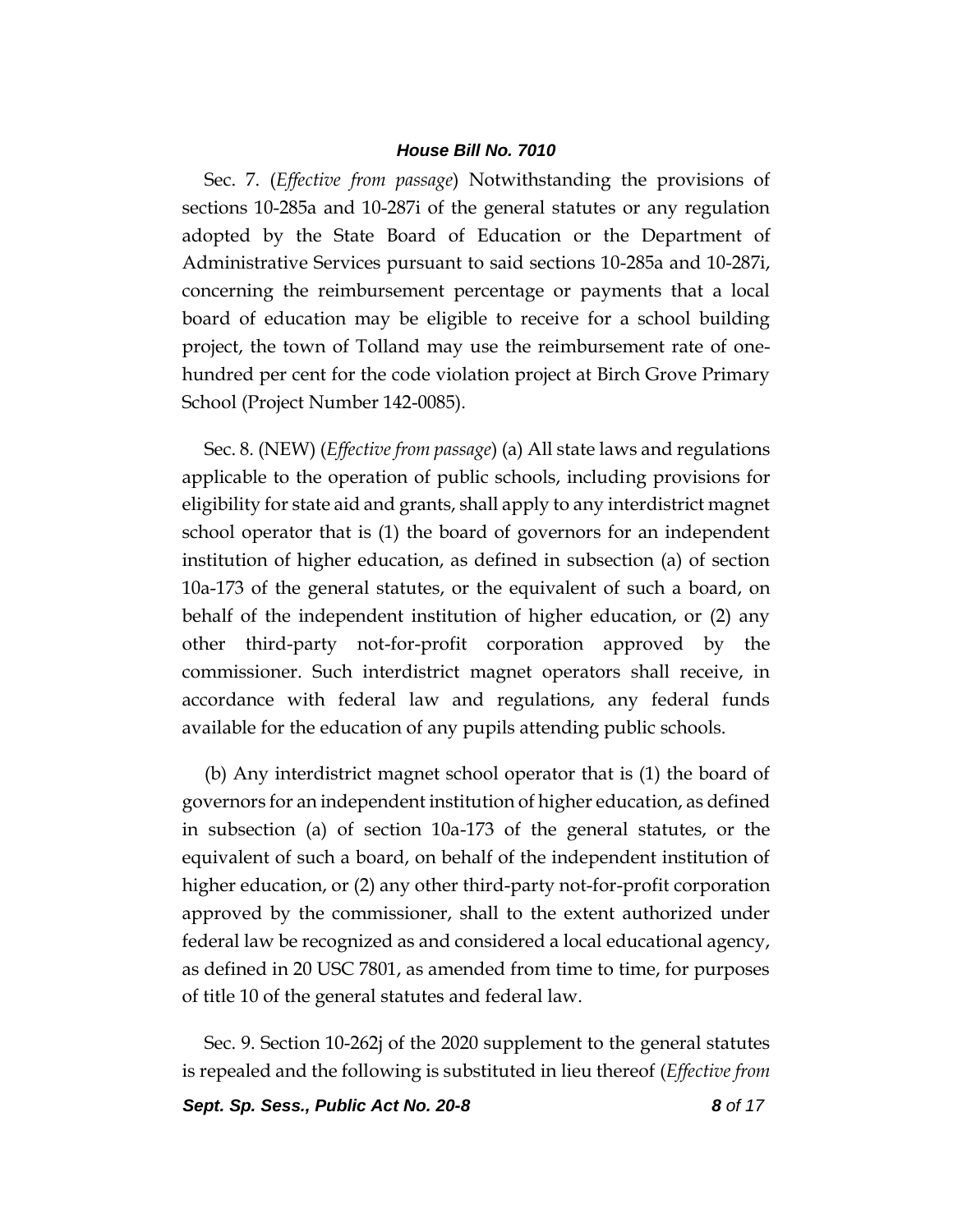Sec. 7. (*Effective from passage*) Notwithstanding the provisions of sections 10-285a and 10-287i of the general statutes or any regulation adopted by the State Board of Education or the Department of Administrative Services pursuant to said sections 10-285a and 10-287i, concerning the reimbursement percentage or payments that a local board of education may be eligible to receive for a school building project, the town of Tolland may use the reimbursement rate of one-hundred per cent for the code violation project at Birch Grove Primary School (Project Number 142-0085).

Sec. 8. (NEW) (*Effective from passage*) (a) All state laws and regulations applicable to the operation of public schools, including provisions for eligibility for state aid and grants, shall apply to any interdistrict magnet school operator that is (1) the board of governors for an independent institution of higher education, as defined in subsection (a) of section 10a-173 of the general statutes, or the equivalent of such a board, on behalf of the independent institution of higher education, or (2) any other third-party not-for-profit corporation approved by the commissioner. Such interdistrict magnet operators shall receive, in accordance with federal law and regulations, any federal funds available for the education of any pupils attending public schools.

(b) Any interdistrict magnet school operator that is (1) the board of governors for an independent institution of higher education, as defined in subsection (a) of section 10a-173 of the general statutes, or the equivalent of such a board, on behalf of the independent institution of higher education, or (2) any other third-party not-for-profit corporation approved by the commissioner, shall to the extent authorized under federal law be recognized as and considered a local educational agency, as defined in 20 USC 7801, as amended from time to time, for purposes of title 10 of the general statutes and federal law.

Sec. 9. Section 10-262j of the 2020 supplement to the general statutes is repealed and the following is substituted in lieu thereof (*Effective from*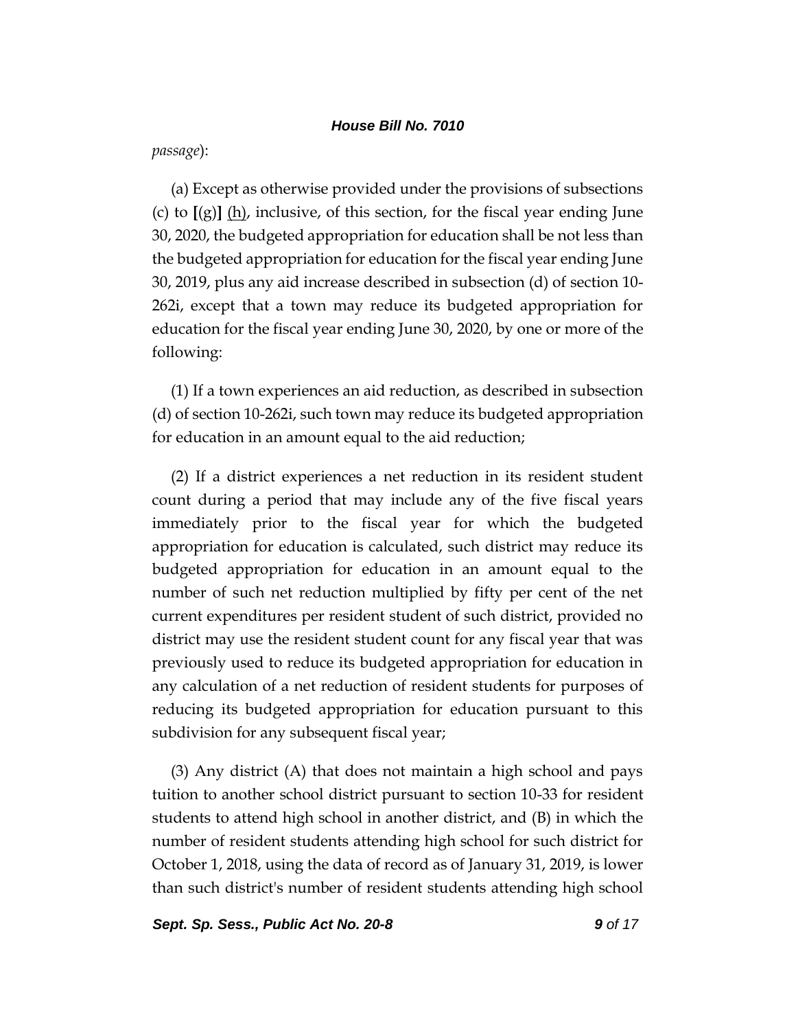*passage*):

(a) Except as otherwise provided under the provisions of subsections (c) to **[**(g)**]** (h), inclusive, of this section, for the fiscal year ending June 30, 2020, the budgeted appropriation for education shall be not less than the budgeted appropriation for education for the fiscal year ending June 30, 2019, plus any aid increase described in subsection (d) of section 10-262i, except that a town may reduce its budgeted appropriation for education for the fiscal year ending June 30, 2020, by one or more of the following:

(1) If a town experiences an aid reduction, as described in subsection (d) of section 10-262i, such town may reduce its budgeted appropriation for education in an amount equal to the aid reduction;

(2) If a district experiences a net reduction in its resident student count during a period that may include any of the five fiscal years immediately prior to the fiscal year for which the budgeted appropriation for education is calculated, such district may reduce its budgeted appropriation for education in an amount equal to the number of such net reduction multiplied by fifty per cent of the net current expenditures per resident student of such district, provided no district may use the resident student count for any fiscal year that was previously used to reduce its budgeted appropriation for education in any calculation of a net reduction of resident students for purposes of reducing its budgeted appropriation for education pursuant to this subdivision for any subsequent fiscal year;

(3) Any district (A) that does not maintain a high school and pays tuition to another school district pursuant to section 10-33 for resident students to attend high school in another district, and (B) in which the number of resident students attending high school for such district for October 1, 2018, using the data of record as of January 31, 2019, is lower than such district's number of resident students attending high school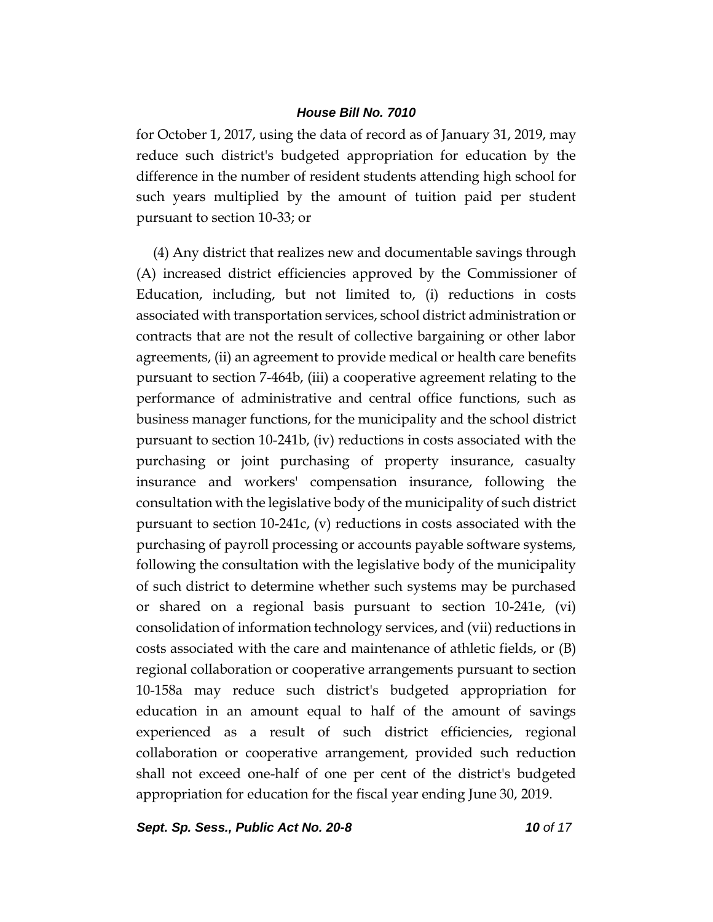for October 1, 2017, using the data of record as of January 31, 2019, may reduce such district's budgeted appropriation for education by the difference in the number of resident students attending high school for such years multiplied by the amount of tuition paid per student pursuant to section 10-33; or

(4) Any district that realizes new and documentable savings through (A) increased district efficiencies approved by the Commissioner of Education, including, but not limited to, (i) reductions in costs associated with transportation services, school district administration or contracts that are not the result of collective bargaining or other labor agreements, (ii) an agreement to provide medical or health care benefits pursuant to section 7-464b, (iii) a cooperative agreement relating to the performance of administrative and central office functions, such as business manager functions, for the municipality and the school district pursuant to section 10-241b, (iv) reductions in costs associated with the purchasing or joint purchasing of property insurance, casualty insurance and workers' compensation insurance, following the consultation with the legislative body of the municipality of such district pursuant to section 10-241c, (v) reductions in costs associated with the purchasing of payroll processing or accounts payable software systems, following the consultation with the legislative body of the municipality of such district to determine whether such systems may be purchased or shared on a regional basis pursuant to section 10-241e, (vi) consolidation of information technology services, and (vii) reductions in costs associated with the care and maintenance of athletic fields, or (B) regional collaboration or cooperative arrangements pursuant to section 10-158a may reduce such district's budgeted appropriation for education in an amount equal to half of the amount of savings experienced as a result of such district efficiencies, regional collaboration or cooperative arrangement, provided such reduction shall not exceed one-half of one per cent of the district's budgeted appropriation for education for the fiscal year ending June 30, 2019.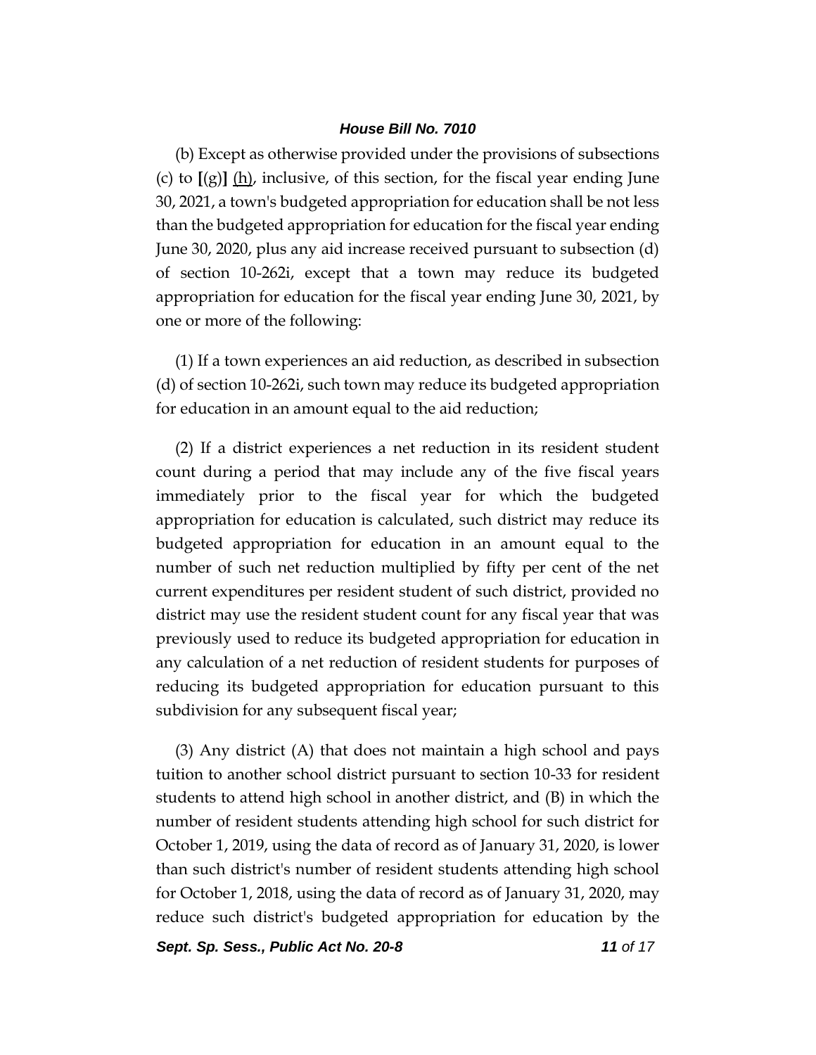(b) Except as otherwise provided under the provisions of subsections (c) to [(g)] (h), inclusive, of this section, for the fiscal year ending June 30, 2021, a town's budgeted appropriation for education shall be not less than the budgeted appropriation for education for the fiscal year ending June 30, 2020, plus any aid increase received pursuant to subsection (d) of section 10-262i, except that a town may reduce its budgeted appropriation for education for the fiscal year ending June 30, 2021, by one or more of the following:

(1) If a town experiences an aid reduction, as described in subsection (d) of section 10-262i, such town may reduce its budgeted appropriation for education in an amount equal to the aid reduction;

(2) If a district experiences a net reduction in its resident student count during a period that may include any of the five fiscal years immediately prior to the fiscal year for which the budgeted appropriation for education is calculated, such district may reduce its budgeted appropriation for education in an amount equal to the number of such net reduction multiplied by fifty per cent of the net current expenditures per resident student of such district, provided no district may use the resident student count for any fiscal year that was previously used to reduce its budgeted appropriation for education in any calculation of a net reduction of resident students for purposes of reducing its budgeted appropriation for education pursuant to this subdivision for any subsequent fiscal year;

(3) Any district (A) that does not maintain a high school and pays tuition to another school district pursuant to section 10-33 for resident students to attend high school in another district, and (B) in which the number of resident students attending high school for such district for October 1, 2019, using the data of record as of January 31, 2020, is lower than such district's number of resident students attending high school for October 1, 2018, using the data of record as of January 31, 2020, may reduce such district's budgeted appropriation for education by the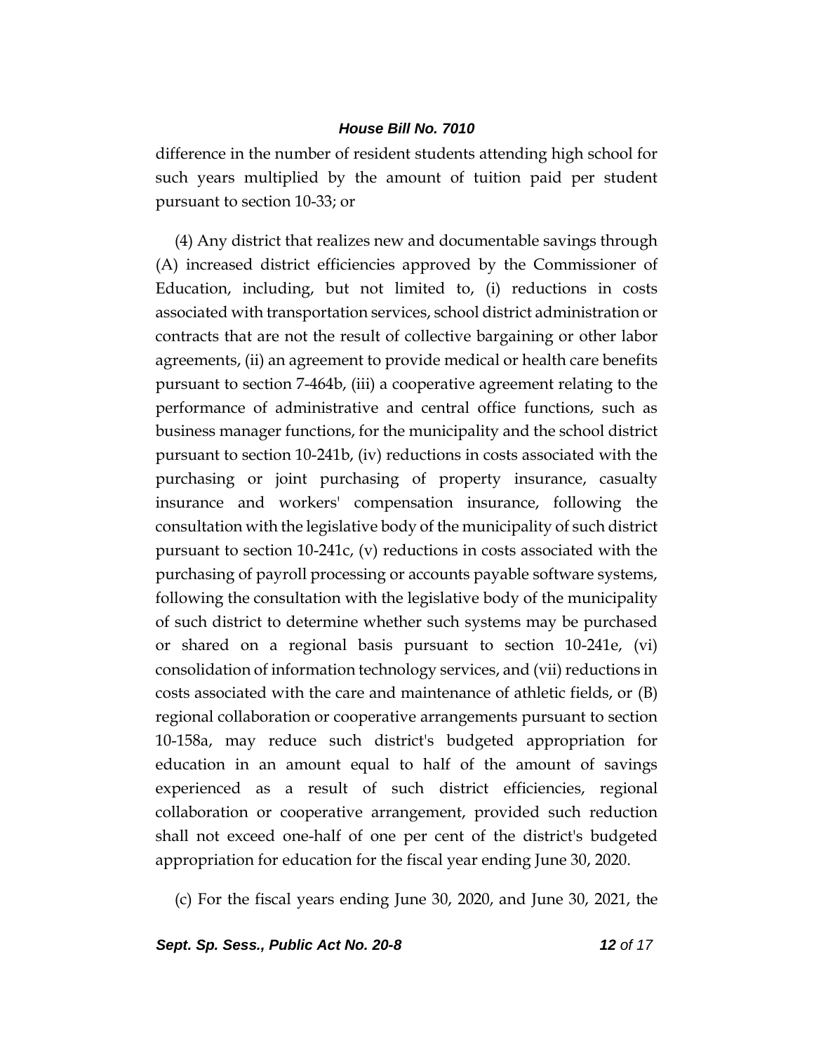difference in the number of resident students attending high school for such years multiplied by the amount of tuition paid per student pursuant to section 10-33; or

(4) Any district that realizes new and documentable savings through (A) increased district efficiencies approved by the Commissioner of Education, including, but not limited to, (i) reductions in costs associated with transportation services, school district administration or contracts that are not the result of collective bargaining or other labor agreements, (ii) an agreement to provide medical or health care benefits pursuant to section 7-464b, (iii) a cooperative agreement relating to the performance of administrative and central office functions, such as business manager functions, for the municipality and the school district pursuant to section 10-241b, (iv) reductions in costs associated with the purchasing or joint purchasing of property insurance, casualty insurance and workers' compensation insurance, following the consultation with the legislative body of the municipality of such district pursuant to section 10-241c, (v) reductions in costs associated with the purchasing of payroll processing or accounts payable software systems, following the consultation with the legislative body of the municipality of such district to determine whether such systems may be purchased or shared on a regional basis pursuant to section 10-241e, (vi) consolidation of information technology services, and (vii) reductions in costs associated with the care and maintenance of athletic fields, or (B) regional collaboration or cooperative arrangements pursuant to section 10-158a, may reduce such district's budgeted appropriation for education in an amount equal to half of the amount of savings experienced as a result of such district efficiencies, regional collaboration or cooperative arrangement, provided such reduction shall not exceed one-half of one per cent of the district's budgeted appropriation for education for the fiscal year ending June 30, 2020.

(c) For the fiscal years ending June 30, 2020, and June 30, 2021, the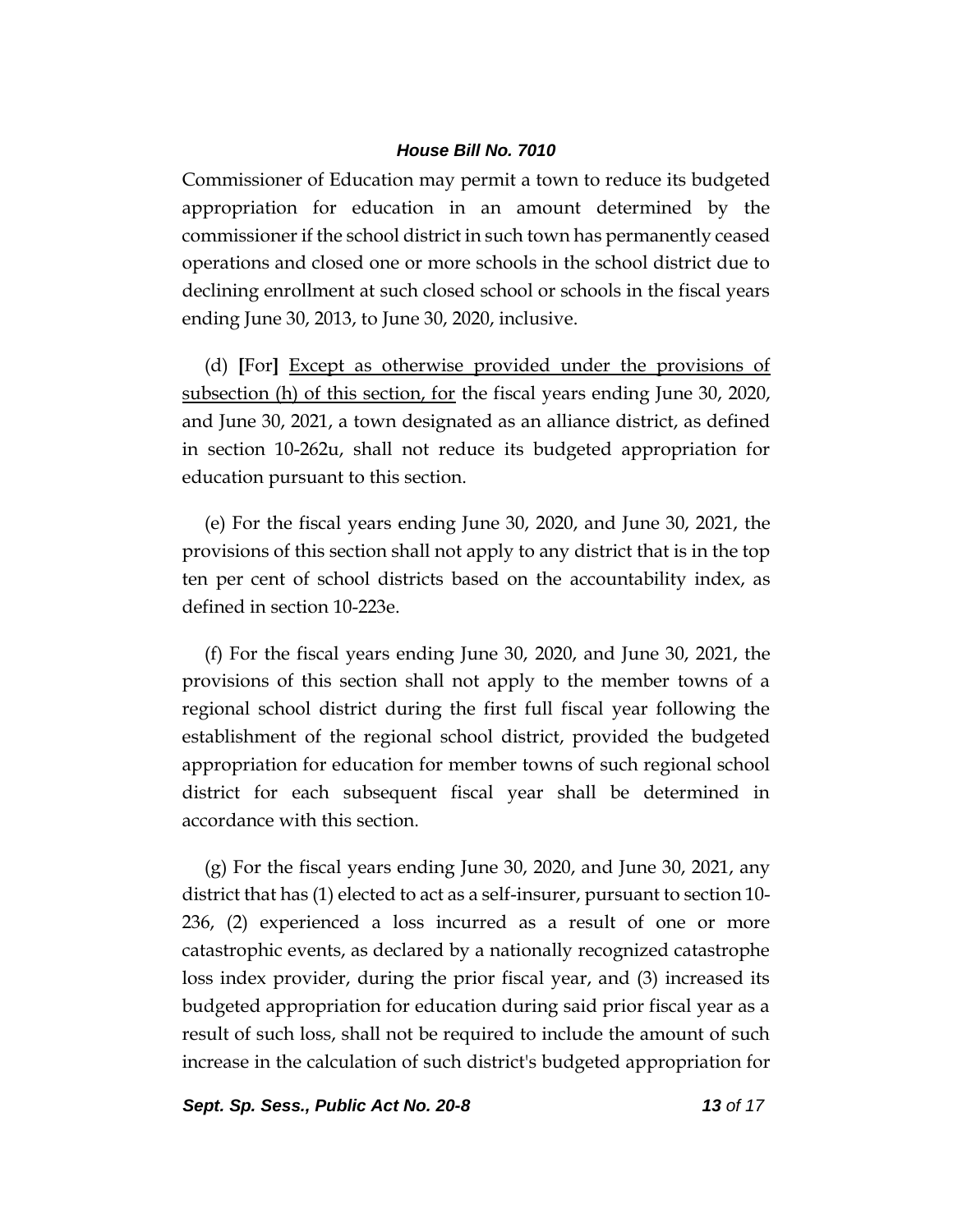Commissioner of Education may permit a town to reduce its budgeted appropriation for education in an amount determined by the commissioner if the school district in such town has permanently ceased operations and closed one or more schools in the school district due to declining enrollment at such closed school or schools in the fiscal years ending June 30, 2013, to June 30, 2020, inclusive.

(d) **[**For**]** <u>Except as otherwise provided under the provisions of subsection (h) of this section, for</u> the fiscal years ending June 30, 2020, and June 30, 2021, a town designated as an alliance district, as defined in section 10-262u, shall not reduce its budgeted appropriation for education pursuant to this section.

(e) For the fiscal years ending June 30, 2020, and June 30, 2021, the provisions of this section shall not apply to any district that is in the top ten per cent of school districts based on the accountability index, as defined in section 10-223e.

(f) For the fiscal years ending June 30, 2020, and June 30, 2021, the provisions of this section shall not apply to the member towns of a regional school district during the first full fiscal year following the establishment of the regional school district, provided the budgeted appropriation for education for member towns of such regional school district for each subsequent fiscal year shall be determined in accordance with this section.

(g) For the fiscal years ending June 30, 2020, and June 30, 2021, any district that has (1) elected to act as a self-insurer, pursuant to section 10-236, (2) experienced a loss incurred as a result of one or more catastrophic events, as declared by a nationally recognized catastrophe loss index provider, during the prior fiscal year, and (3) increased its budgeted appropriation for education during said prior fiscal year as a result of such loss, shall not be required to include the amount of such increase in the calculation of such district's budgeted appropriation for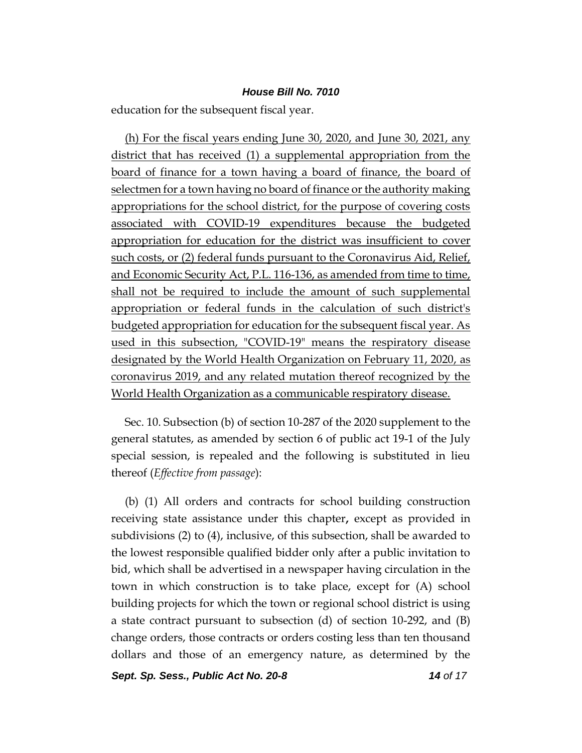education for the subsequent fiscal year.

(h) For the fiscal years ending June 30, 2020, and June 30, 2021, any district that has received (1) a supplemental appropriation from the board of finance for a town having a board of finance, the board of selectmen for a town having no board of finance or the authority making appropriations for the school district, for the purpose of covering costs associated with COVID-19 expenditures because the budgeted appropriation for education for the district was insufficient to cover such costs, or (2) federal funds pursuant to the Coronavirus Aid, Relief, and Economic Security Act, P.L. 116-136, as amended from time to time, shall not be required to include the amount of such supplemental appropriation or federal funds in the calculation of such district's budgeted appropriation for education for the subsequent fiscal year. As used in this subsection, "COVID-19" means the respiratory disease designated by the World Health Organization on February 11, 2020, as coronavirus 2019, and any related mutation thereof recognized by the World Health Organization as a communicable respiratory disease.

Sec. 10. Subsection (b) of section 10-287 of the 2020 supplement to the general statutes, as amended by section 6 of public act 19-1 of the July special session, is repealed and the following is substituted in lieu thereof (*Effective from passage*):

(b) (1) All orders and contracts for school building construction receiving state assistance under this chapter**,** except as provided in subdivisions (2) to (4), inclusive, of this subsection, shall be awarded to the lowest responsible qualified bidder only after a public invitation to bid, which shall be advertised in a newspaper having circulation in the town in which construction is to take place, except for (A) school building projects for which the town or regional school district is using a state contract pursuant to subsection (d) of section 10-292, and (B) change orders, those contracts or orders costing less than ten thousand dollars and those of an emergency nature, as determined by the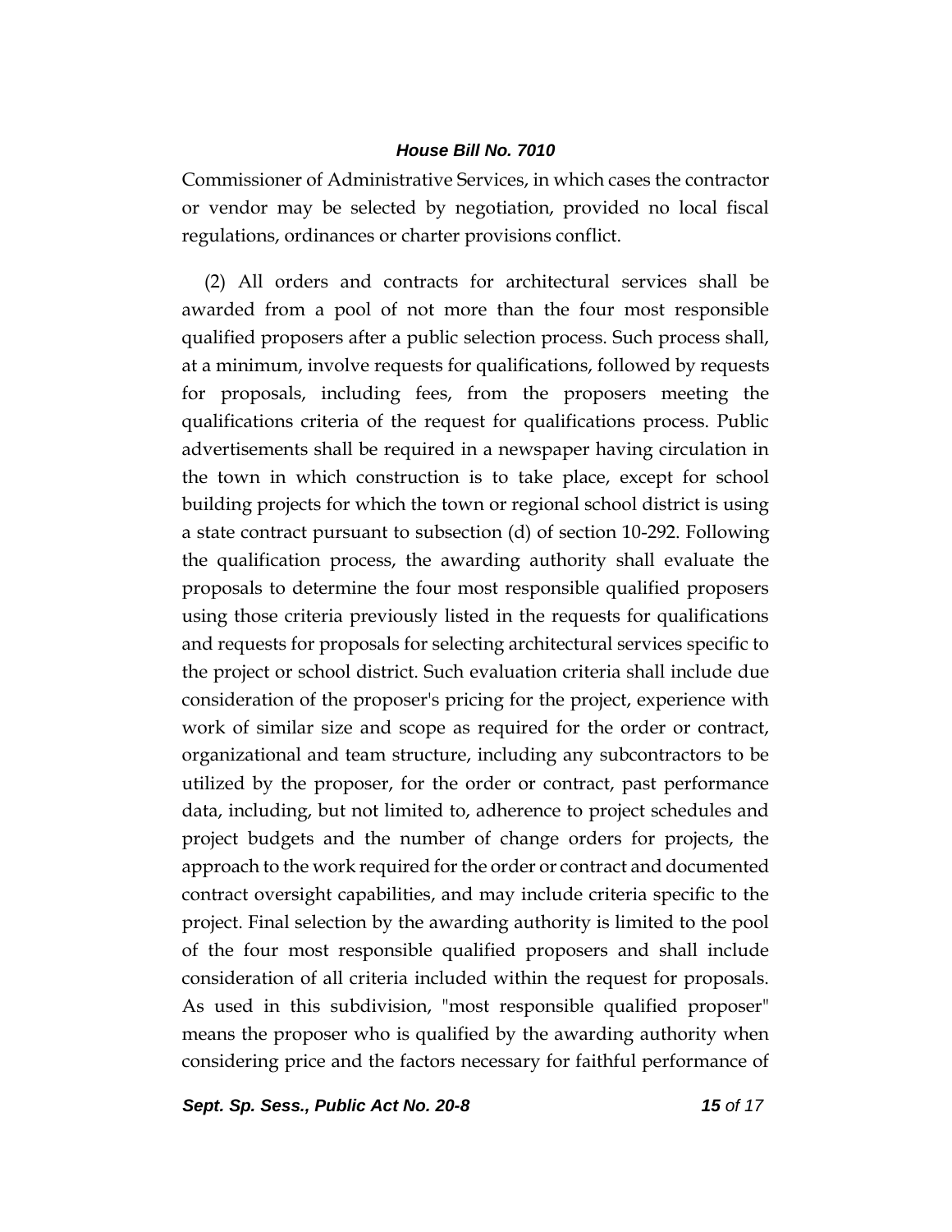Commissioner of Administrative Services, in which cases the contractor or vendor may be selected by negotiation, provided no local fiscal regulations, ordinances or charter provisions conflict.

(2) All orders and contracts for architectural services shall be awarded from a pool of not more than the four most responsible qualified proposers after a public selection process. Such process shall, at a minimum, involve requests for qualifications, followed by requests for proposals, including fees, from the proposers meeting the qualifications criteria of the request for qualifications process. Public advertisements shall be required in a newspaper having circulation in the town in which construction is to take place, except for school building projects for which the town or regional school district is using a state contract pursuant to subsection (d) of section 10-292. Following the qualification process, the awarding authority shall evaluate the proposals to determine the four most responsible qualified proposers using those criteria previously listed in the requests for qualifications and requests for proposals for selecting architectural services specific to the project or school district. Such evaluation criteria shall include due consideration of the proposer's pricing for the project, experience with work of similar size and scope as required for the order or contract, organizational and team structure, including any subcontractors to be utilized by the proposer, for the order or contract, past performance data, including, but not limited to, adherence to project schedules and project budgets and the number of change orders for projects, the approach to the work required for the order or contract and documented contract oversight capabilities, and may include criteria specific to the project. Final selection by the awarding authority is limited to the pool of the four most responsible qualified proposers and shall include consideration of all criteria included within the request for proposals. As used in this subdivision, "most responsible qualified proposer" means the proposer who is qualified by the awarding authority when considering price and the factors necessary for faithful performance of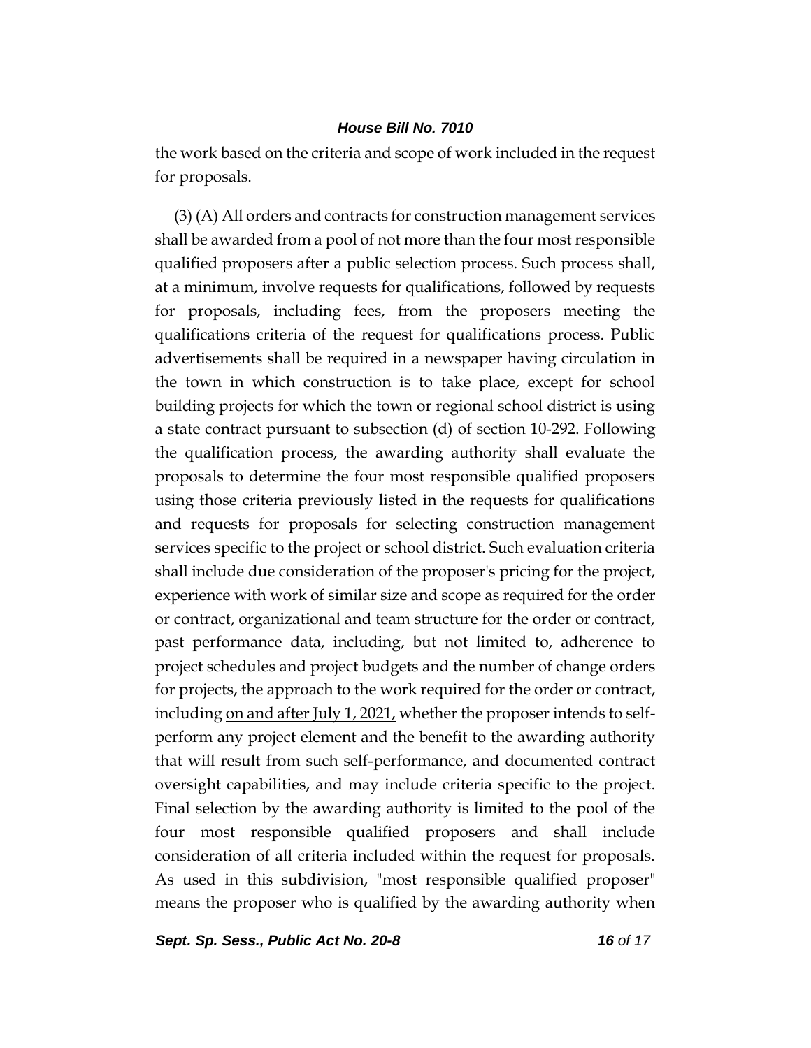the work based on the criteria and scope of work included in the request for proposals.

(3) (A) All orders and contracts for construction management services shall be awarded from a pool of not more than the four most responsible qualified proposers after a public selection process. Such process shall, at a minimum, involve requests for qualifications, followed by requests for proposals, including fees, from the proposers meeting the qualifications criteria of the request for qualifications process. Public advertisements shall be required in a newspaper having circulation in the town in which construction is to take place, except for school building projects for which the town or regional school district is using a state contract pursuant to subsection (d) of section 10-292. Following the qualification process, the awarding authority shall evaluate the proposals to determine the four most responsible qualified proposers using those criteria previously listed in the requests for qualifications and requests for proposals for selecting construction management services specific to the project or school district. Such evaluation criteria shall include due consideration of the proposer's pricing for the project, experience with work of similar size and scope as required for the order or contract, organizational and team structure for the order or contract, past performance data, including, but not limited to, adherence to project schedules and project budgets and the number of change orders for projects, the approach to the work required for the order or contract, including <u>on and after July 1, 2021,</u> whether the proposer intends to self-perform any project element and the benefit to the awarding authority that will result from such self-performance, and documented contract oversight capabilities, and may include criteria specific to the project. Final selection by the awarding authority is limited to the pool of the four most responsible qualified proposers and shall include consideration of all criteria included within the request for proposals. As used in this subdivision, "most responsible qualified proposer" means the proposer who is qualified by the awarding authority when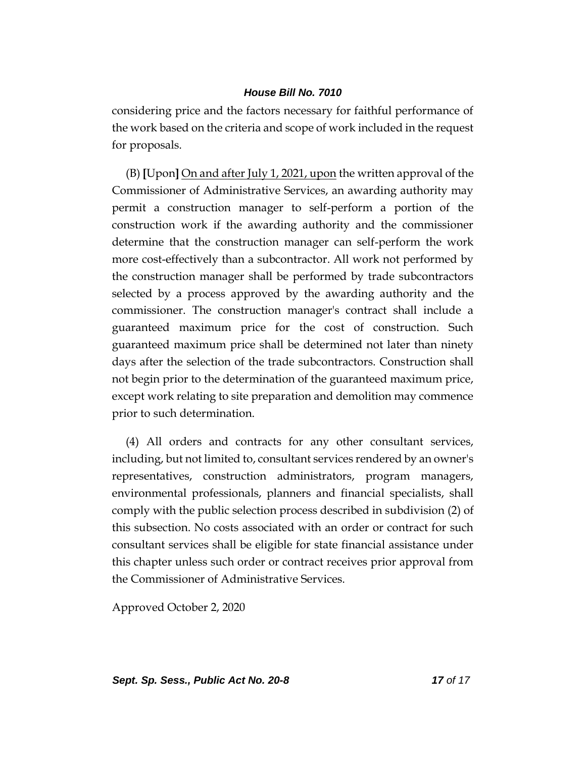considering price and the factors necessary for faithful performance of the work based on the criteria and scope of work included in the request for proposals.

(B) **[**Upon**]** <u>On and after July 1, 2021, upon</u> the written approval of the Commissioner of Administrative Services, an awarding authority may permit a construction manager to self-perform a portion of the construction work if the awarding authority and the commissioner determine that the construction manager can self-perform the work more cost-effectively than a subcontractor. All work not performed by the construction manager shall be performed by trade subcontractors selected by a process approved by the awarding authority and the commissioner. The construction manager's contract shall include a guaranteed maximum price for the cost of construction. Such guaranteed maximum price shall be determined not later than ninety days after the selection of the trade subcontractors. Construction shall not begin prior to the determination of the guaranteed maximum price, except work relating to site preparation and demolition may commence prior to such determination.

(4) All orders and contracts for any other consultant services, including, but not limited to, consultant services rendered by an owner's representatives, construction administrators, program managers, environmental professionals, planners and financial specialists, shall comply with the public selection process described in subdivision (2) of this subsection. No costs associated with an order or contract for such consultant services shall be eligible for state financial assistance under this chapter unless such order or contract receives prior approval from the Commissioner of Administrative Services.

Approved October 2, 2020